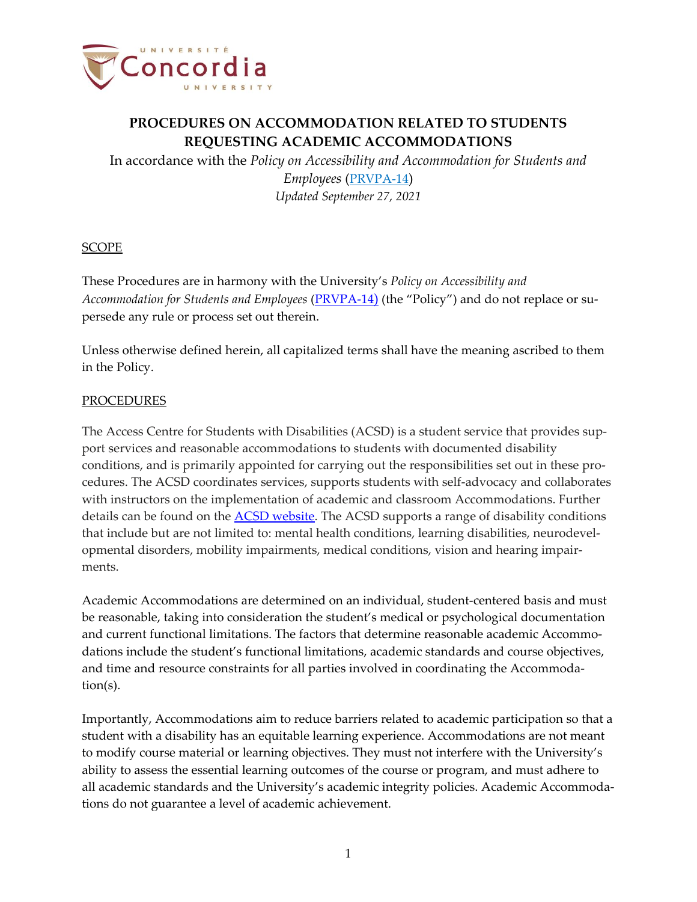# PROCEDURES ON ACCOMMODATION RELATED TO STUDENTS REQUESTING ACADEMIC ACCOMMODATIONS

In accordance with the *Policy on Accessibility and Accommodation for Students and Employees* (PRVPA-14)

*Updated September 27, 2021*

## SCOPE

These Procedures are in harmony with the University's *Policy on Accessibility and Accommodation for Students and Employees* (PRVPA-14) (the "Policy") and do not replace or supersede any rule or process set out therein.

Unless otherwise defined herein, all capitalized terms shall have the meaning ascribed to them in the Policy.

## PROCEDURES

The Access Centre for Students with Disabilities (ACSD) is a student service that provides support services and reasonable accommodations to students with documented disability conditions, and is primarily appointed for carrying out the responsibilities set out in these procedures. The ACSD coordinates services, supports students with self-advocacy and collaborates with instructors on the implementation of academic and classroom Accommodations. Further details can be found on the ACSD website. The ACSD supports a range of disability conditions that include but are not limited to: mental health conditions, learning disabilities, neurodevelopmental disorders, mobility impairments, medical conditions, vision and hearing impairments.

Academic Accommodations are determined on an individual, student-centered basis and must be reasonable, taking into consideration the student's medical or psychological documentation and current functional limitations. The factors that determine reasonable academic Accommodations include the student's functional limitations, academic standards and course objectives, and time and resource constraints for all parties involved in coordinating the Accommodation(s).

Importantly, Accommodations aim to reduce barriers related to academic participation so that a student with a disability has an equitable learning experience. Accommodations are not meant to modify course material or learning objectives. They must not interfere with the University's ability to assess the essential learning outcomes of the course or program, and must adhere to all academic standards and the University's academic integrity policies. Academic Accommodations do not guarantee a level of academic achievement.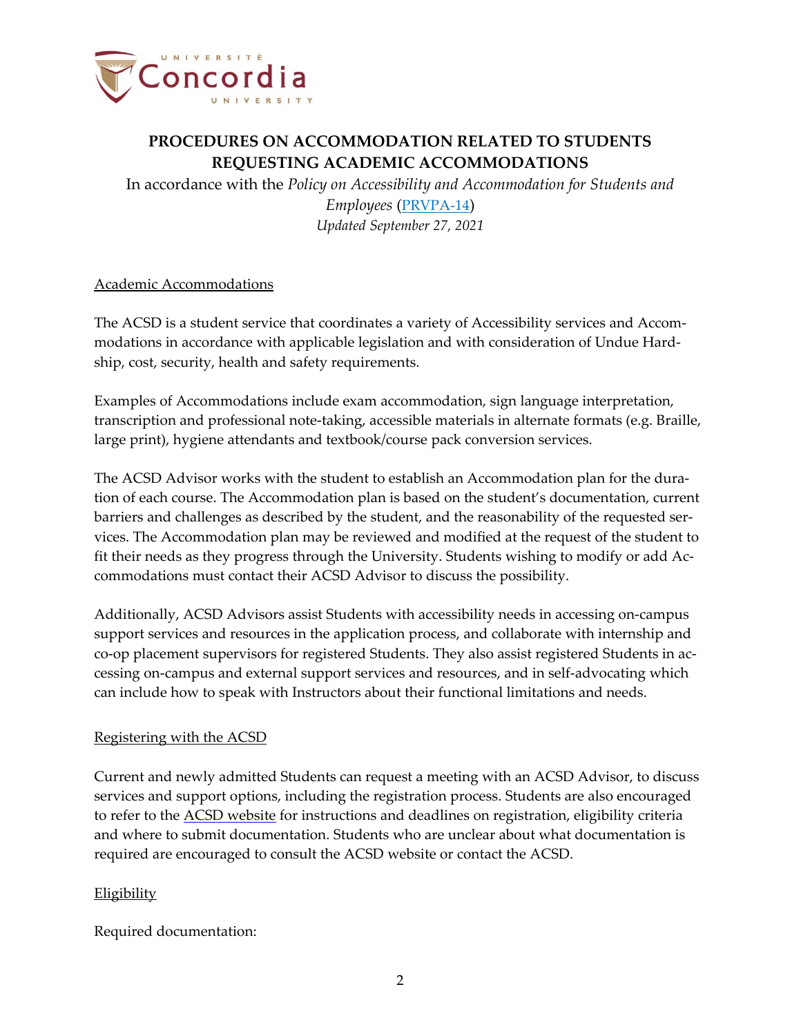# PROCEDURES ON ACCOMMODATION RELATED TO STUDENTS REQUESTING ACADEMIC ACCOMMODATIONS

In accordance with the *Policy on Accessibility and Accommodation for Students and Employees* (PRVPA-14)

*Updated September 27, 2021*

## Academic Accommodations

The ACSD is a student service that coordinates a variety of Accessibility services and Accommodations in accordance with applicable legislation and with consideration of Undue Hardship, cost, security, health and safety requirements.

Examples of Accommodations include exam accommodation, sign language interpretation, transcription and professional note-taking, accessible materials in alternate formats (e.g. Braille, large print), hygiene attendants and textbook/course pack conversion services.

The ACSD Advisor works with the student to establish an Accommodation plan for the duration of each course. The Accommodation plan is based on the student's documentation, current barriers and challenges as described by the student, and the reasonability of the requested services. The Accommodation plan may be reviewed and modified at the request of the student to fit their needs as they progress through the University. Students wishing to modify or add Accommodations must contact their ACSD Advisor to discuss the possibility.

Additionally, ACSD Advisors assist Students with accessibility needs in accessing on-campus support services and resources in the application process, and collaborate with internship and co-op placement supervisors for registered Students. They also assist registered Students in accessing on-campus and external support services and resources, and in self-advocating which can include how to speak with Instructors about their functional limitations and needs.

## Registering with the ACSD

Current and newly admitted Students can request a meeting with an ACSD Advisor, to discuss services and support options, including the registration process. Students are also encouraged to refer to the ACSD website for instructions and deadlines on registration, eligibility criteria and where to submit documentation. Students who are unclear about what documentation is required are encouraged to consult the ACSD website or contact the ACSD.

## Eligibility

Required documentation: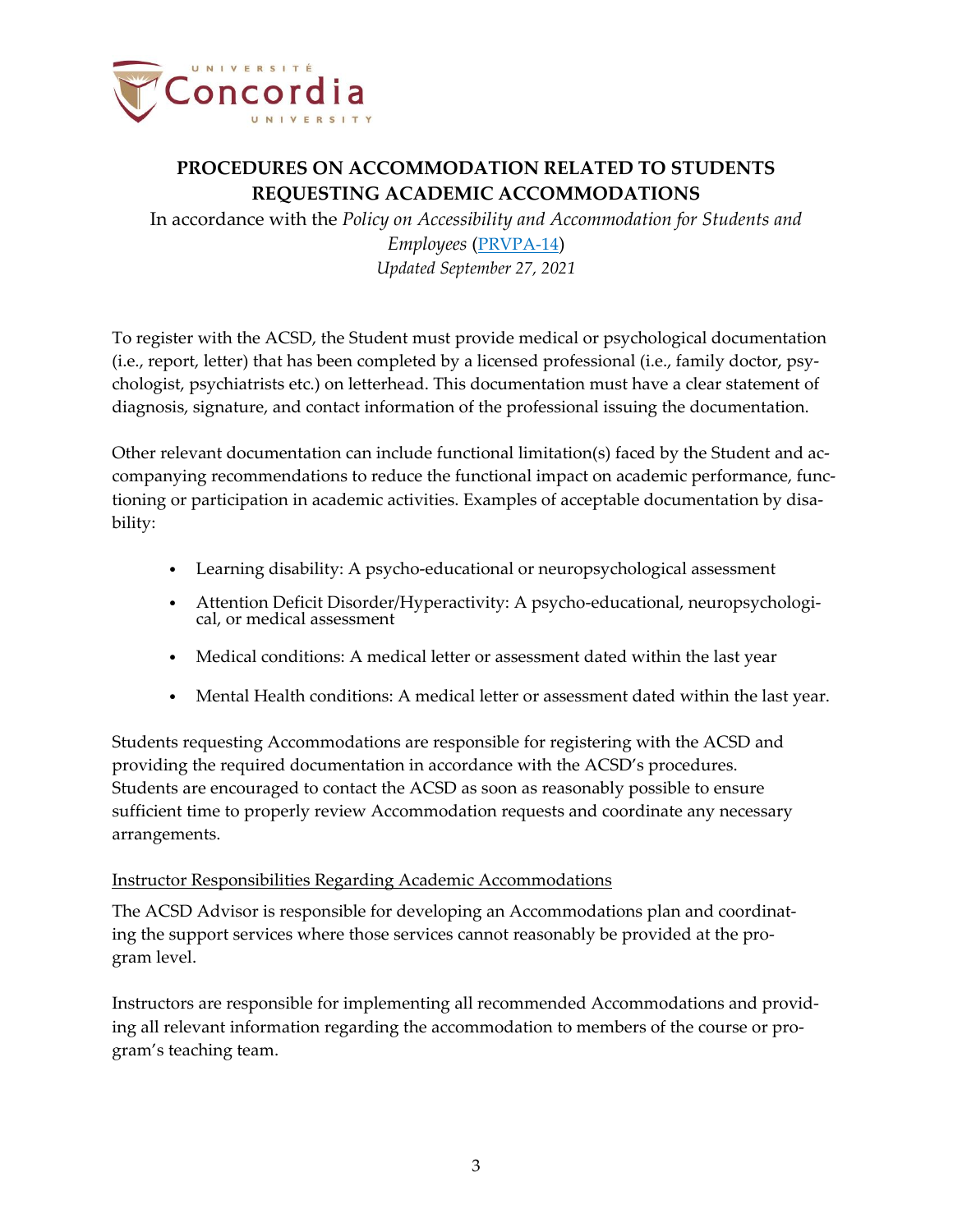**PROCEDURES ON ACCOMMODATION RELATED TO STUDENTS REQUESTING ACADEMIC ACCOMMODATIONS**

In accordance with the *Policy on Accessibility and Accommodation for Students and Employees* ([PRVPA-14])

*Updated September 27, 2021*

To register with the ACSD, the Student must provide medical or psychological documentation (i.e., report, letter) that has been completed by a licensed professional (i.e., family doctor, psychologist, psychiatrists etc.) on letterhead. This documentation must have a clear statement of diagnosis, signature, and contact information of the professional issuing the documentation.

Other relevant documentation can include functional limitation(s) faced by the Student and accompanying recommendations to reduce the functional impact on academic performance, functioning or participation in academic activities. Examples of acceptable documentation by disability:

- Learning disability: A psycho-educational or neuropsychological assessment
- Attention Deficit Disorder/Hyperactivity: A psycho-educational, neuropsychological, or medical assessment
- Medical conditions: A medical letter or assessment dated within the last year
- Mental Health conditions: A medical letter or assessment dated within the last year.

Students requesting Accommodations are responsible for registering with the ACSD and providing the required documentation in accordance with the ACSD's procedures. Students are encouraged to contact the ACSD as soon as reasonably possible to ensure sufficient time to properly review Accommodation requests and coordinate any necessary arrangements.

<u>Instructor Responsibilities Regarding Academic Accommodations</u>

The ACSD Advisor is responsible for developing an Accommodations plan and coordinating the support services where those services cannot reasonably be provided at the program level.

Instructors are responsible for implementing all recommended Accommodations and providing all relevant information regarding the accommodation to members of the course or program's teaching team.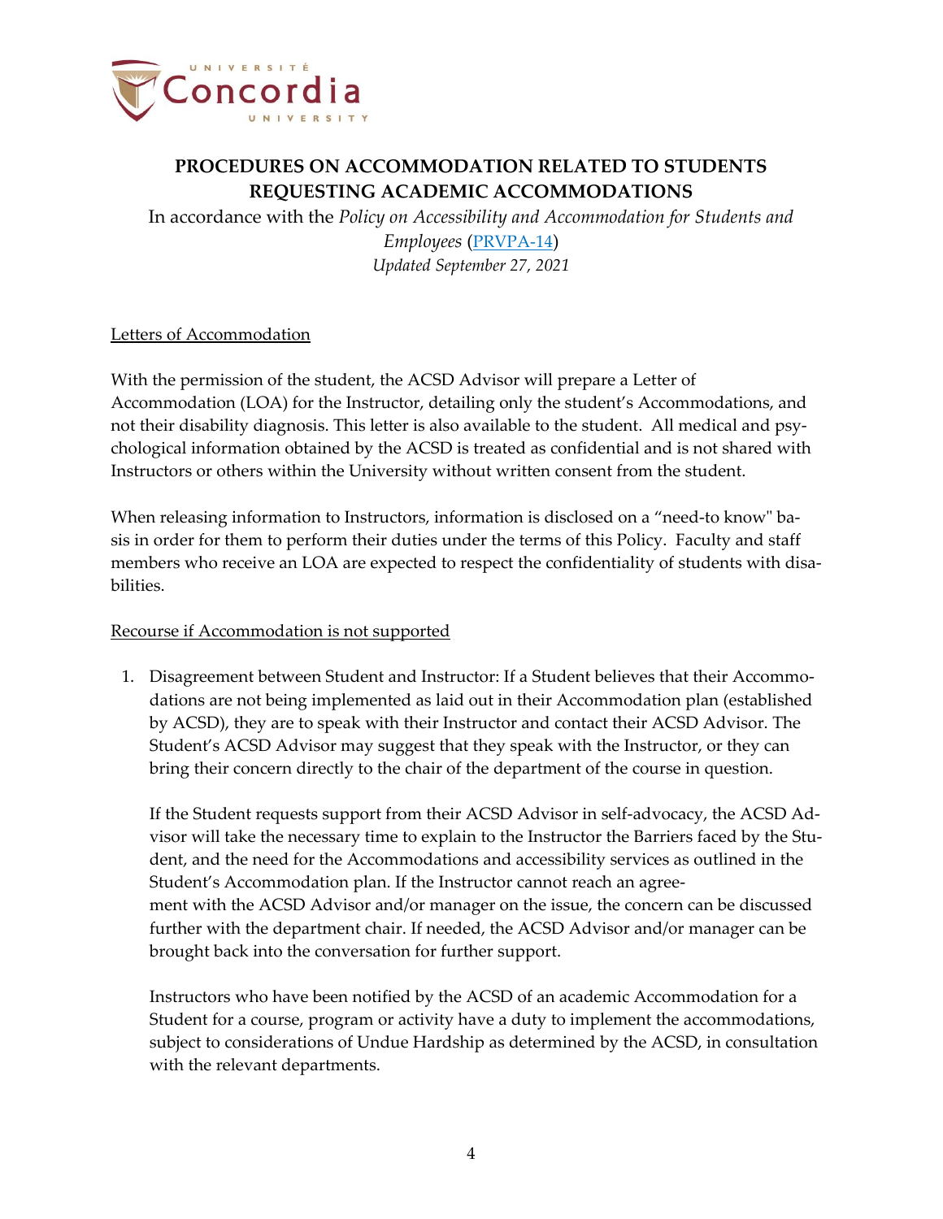# PROCEDURES ON ACCOMMODATION RELATED TO STUDENTS REQUESTING ACADEMIC ACCOMMODATIONS

In accordance with the *Policy on Accessibility and Accommodation for Students and Employees* (PRVPA-14)
*Updated September 27, 2021*

<u>Letters of Accommodation</u>

With the permission of the student, the ACSD Advisor will prepare a Letter of Accommodation (LOA) for the Instructor, detailing only the student's Accommodations, and not their disability diagnosis. This letter is also available to the student. All medical and psychological information obtained by the ACSD is treated as confidential and is not shared with Instructors or others within the University without written consent from the student.

When releasing information to Instructors, information is disclosed on a "need-to know" basis in order for them to perform their duties under the terms of this Policy. Faculty and staff members who receive an LOA are expected to respect the confidentiality of students with disabilities.

<u>Recourse if Accommodation is not supported</u>

1. Disagreement between Student and Instructor: If a Student believes that their Accommodations are not being implemented as laid out in their Accommodation plan (established by ACSD), they are to speak with their Instructor and contact their ACSD Advisor. The Student's ACSD Advisor may suggest that they speak with the Instructor, or they can bring their concern directly to the chair of the department of the course in question.

   If the Student requests support from their ACSD Advisor in self-advocacy, the ACSD Advisor will take the necessary time to explain to the Instructor the Barriers faced by the Student, and the need for the Accommodations and accessibility services as outlined in the Student's Accommodation plan. If the Instructor cannot reach an agreement with the ACSD Advisor and/or manager on the issue, the concern can be discussed further with the department chair. If needed, the ACSD Advisor and/or manager can be brought back into the conversation for further support.

   Instructors who have been notified by the ACSD of an academic Accommodation for a Student for a course, program or activity have a duty to implement the accommodations, subject to considerations of Undue Hardship as determined by the ACSD, in consultation with the relevant departments.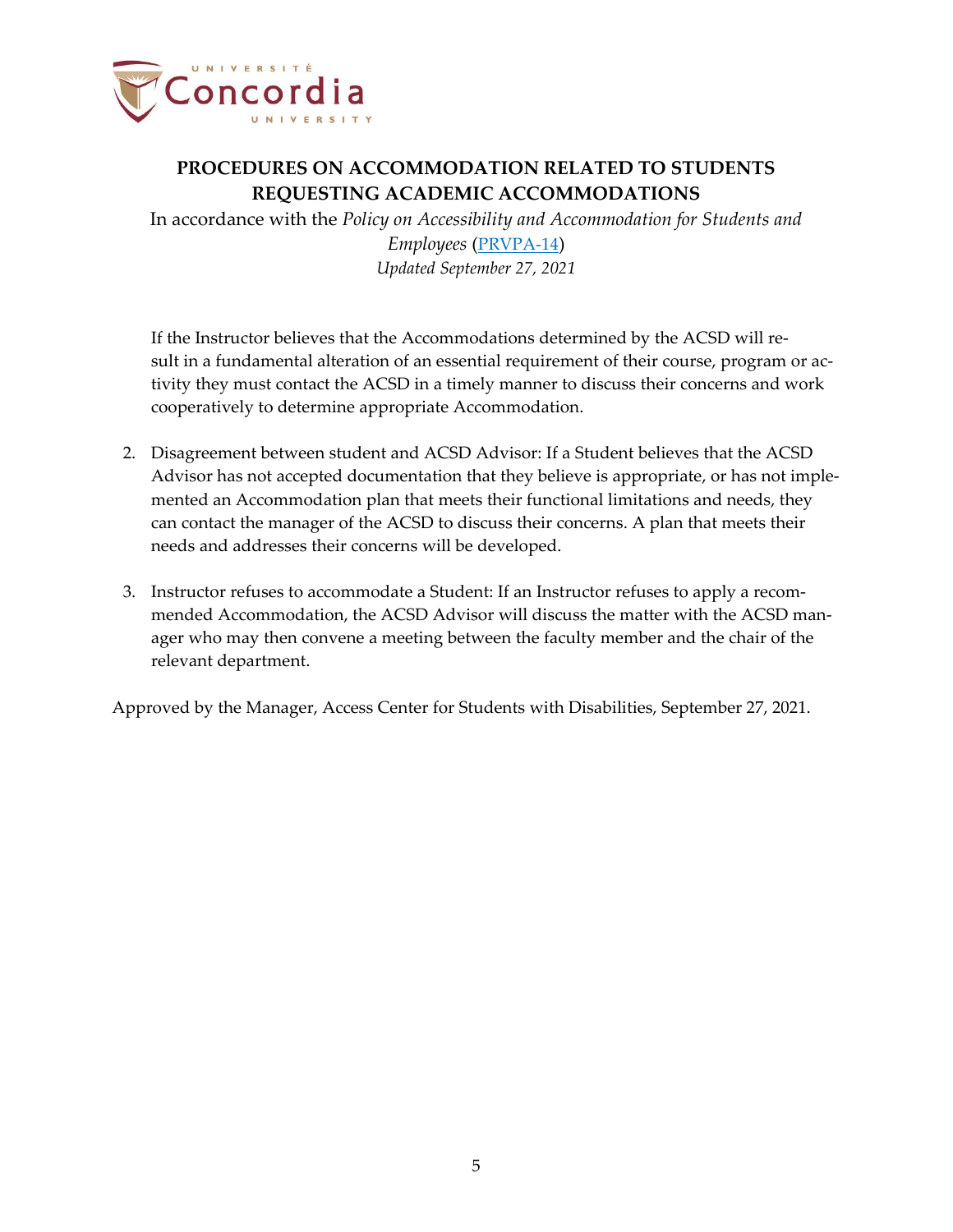**PROCEDURES ON ACCOMMODATION RELATED TO STUDENTS REQUESTING ACADEMIC ACCOMMODATIONS**

In accordance with the *Policy on Accessibility and Accommodation for Students and Employees* ([PRVPA-14](PRVPA-14))
*Updated September 27, 2021*

If the Instructor believes that the Accommodations determined by the ACSD will result in a fundamental alteration of an essential requirement of their course, program or activity they must contact the ACSD in a timely manner to discuss their concerns and work cooperatively to determine appropriate Accommodation.

2. Disagreement between student and ACSD Advisor: If a Student believes that the ACSD Advisor has not accepted documentation that they believe is appropriate, or has not implemented an Accommodation plan that meets their functional limitations and needs, they can contact the manager of the ACSD to discuss their concerns. A plan that meets their needs and addresses their concerns will be developed.

3. Instructor refuses to accommodate a Student: If an Instructor refuses to apply a recommended Accommodation, the ACSD Advisor will discuss the matter with the ACSD manager who may then convene a meeting between the faculty member and the chair of the relevant department.

Approved by the Manager, Access Center for Students with Disabilities, September 27, 2021.